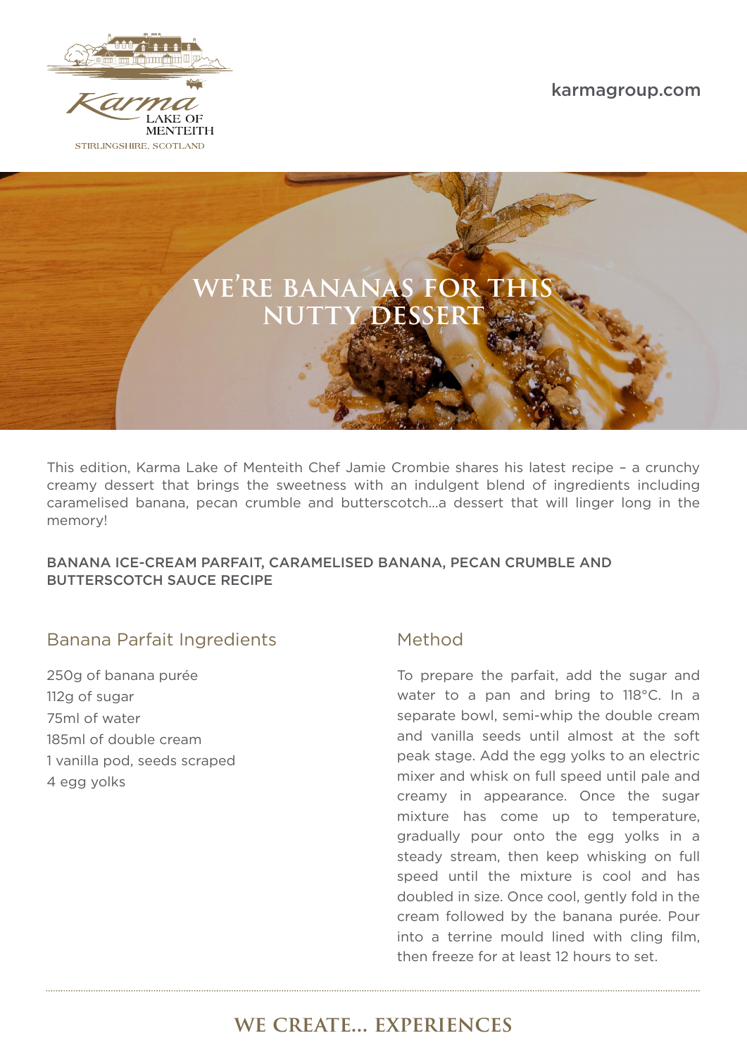Karma LAKE OF MENTEITH

STIRLINGSHIRE, SCOTLAND

karmagroup.com

# WE'RE BANANAS FOR THIS NUTTY DESSERT

This edition, Karma Lake of Menteith Chef Jamie Crombie shares his latest recipe – a crunchy creamy dessert that brings the sweetness with an indulgent blend of ingredients including caramelised banana, pecan crumble and butterscotch...a dessert that will linger long in the memory!

## BANANA ICE-CREAM PARFAIT, CARAMELISED BANANA, PECAN CRUMBLE AND BUTTERSCOTCH SAUCE RECIPE

### Banana Parfait Ingredients

250g of banana purée  
112g of sugar  
75ml of water  
185ml of double cream  
1 vanilla pod, seeds scraped  
4 egg yolks

### Method

To prepare the parfait, add the sugar and water to a pan and bring to 118°C. In a separate bowl, semi-whip the double cream and vanilla seeds until almost at the soft peak stage. Add the egg yolks to an electric mixer and whisk on full speed until pale and creamy in appearance. Once the sugar mixture has come up to temperature, gradually pour onto the egg yolks in a steady stream, then keep whisking on full speed until the mixture is cool and has doubled in size. Once cool, gently fold in the cream followed by the banana purée. Pour into a terrine mould lined with cling film, then freeze for at least 12 hours to set.

WE CREATE... EXPERIENCES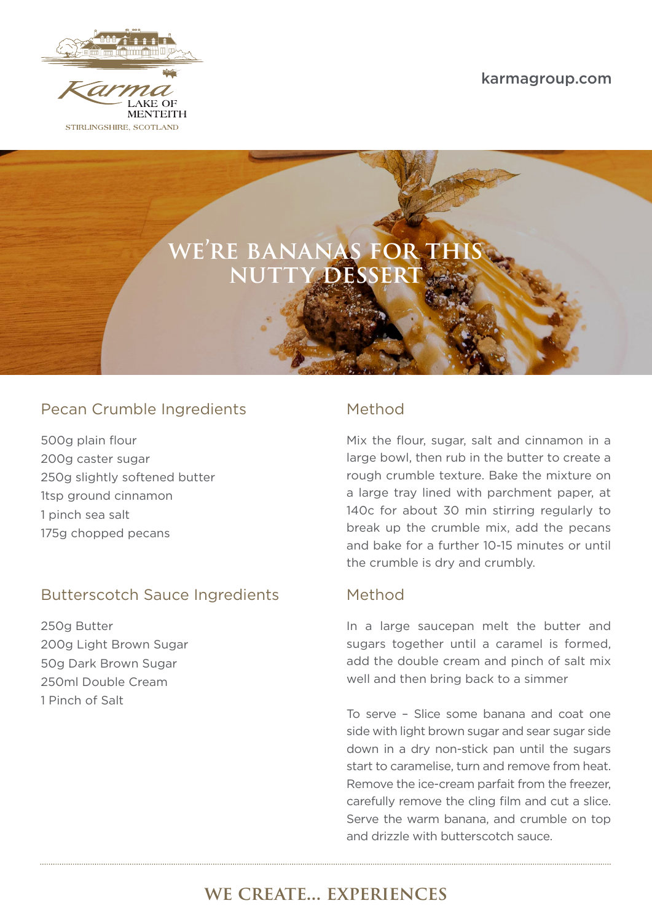Karma LAKE OF MENTEITH

STIRLINGSHIRE, SCOTLAND

karmagroup.com

# WE'RE BANANAS FOR THIS NUTTY DESSERT

## Pecan Crumble Ingredients

500g plain flour
200g caster sugar
250g slightly softened butter
1tsp ground cinnamon
1 pinch sea salt
175g chopped pecans

## Method

Mix the flour, sugar, salt and cinnamon in a large bowl, then rub in the butter to create a rough crumble texture. Bake the mixture on a large tray lined with parchment paper, at 140c for about 30 min stirring regularly to break up the crumble mix, add the pecans and bake for a further 10-15 minutes or until the crumble is dry and crumbly.

## Butterscotch Sauce Ingredients

250g Butter
200g Light Brown Sugar
50g Dark Brown Sugar
250ml Double Cream
1 Pinch of Salt

## Method

In a large saucepan melt the butter and sugars together until a caramel is formed, add the double cream and pinch of salt mix well and then bring back to a simmer

To serve – Slice some banana and coat one side with light brown sugar and sear sugar side down in a dry non-stick pan until the sugars start to caramelise, turn and remove from heat. Remove the ice-cream parfait from the freezer, carefully remove the cling film and cut a slice. Serve the warm banana, and crumble on top and drizzle with butterscotch sauce.

**WE CREATE... EXPERIENCES**